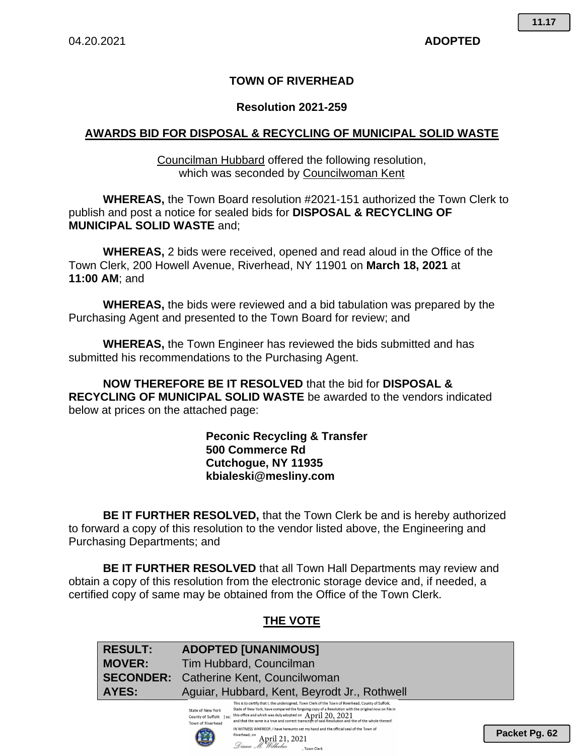04.20.2021 **ADOPTED**

# TOWN OF RIVERHEAD

## Resolution 2021-259

## AWARDS BID FOR DISPOSAL & RECYCLING OF MUNICIPAL SOLID WASTE

Councilman Hubbard offered the following resolution, which was seconded by Councilwoman Kent

**WHEREAS,** the Town Board resolution #2021-151 authorized the Town Clerk to publish and post a notice for sealed bids for **DISPOSAL & RECYCLING OF MUNICIPAL SOLID WASTE** and;

**WHEREAS,** 2 bids were received, opened and read aloud in the Office of the Town Clerk, 200 Howell Avenue, Riverhead, NY 11901 on **March 18, 2021** at **11:00 AM**; and

**WHEREAS,** the bids were reviewed and a bid tabulation was prepared by the Purchasing Agent and presented to the Town Board for review; and

**WHEREAS,** the Town Engineer has reviewed the bids submitted and has submitted his recommendations to the Purchasing Agent.

**NOW THEREFORE BE IT RESOLVED** that the bid for **DISPOSAL & RECYCLING OF MUNICIPAL SOLID WASTE** be awarded to the vendors indicated below at prices on the attached page:

**Peconic Recycling & Transfer**
**500 Commerce Rd**
**Cutchogue, NY 11935**
**kbialeski@mesliny.com**

**BE IT FURTHER RESOLVED,** that the Town Clerk be and is hereby authorized to forward a copy of this resolution to the vendor listed above, the Engineering and Purchasing Departments; and

**BE IT FURTHER RESOLVED** that all Town Hall Departments may review and obtain a copy of this resolution from the electronic storage device and, if needed, a certified copy of same may be obtained from the Office of the Town Clerk.

## THE VOTE

| | |
|---|---|
| **RESULT:** | **ADOPTED [UNANIMOUS]** |
| **MOVER:** | Tim Hubbard, Councilman |
| **SECONDER:** | Catherine Kent, Councilwoman |
| **AYES:** | Aguiar, Hubbard, Kent, Beyrodt Jr., Rothwell |

State of New York
County of Suffolk } ss:
Town of Riverhead

This is to certify that I, the undersigned, Town Clerk of the Town of Riverhead, County of Suffolk, State of New York, have compared the forgoing copy of a Resolution with the original now on file in this office and which was duly adopted on April 20, 2021 and that the same is a true and correct transcript of said Resolution and the of the whole thereof.

IN WITNESS WHEREOF, I have hereunto set my hand and the official seal of the Town of Riverhead, on April 21, 2021

Diane M. Wilhelm, Town Clerk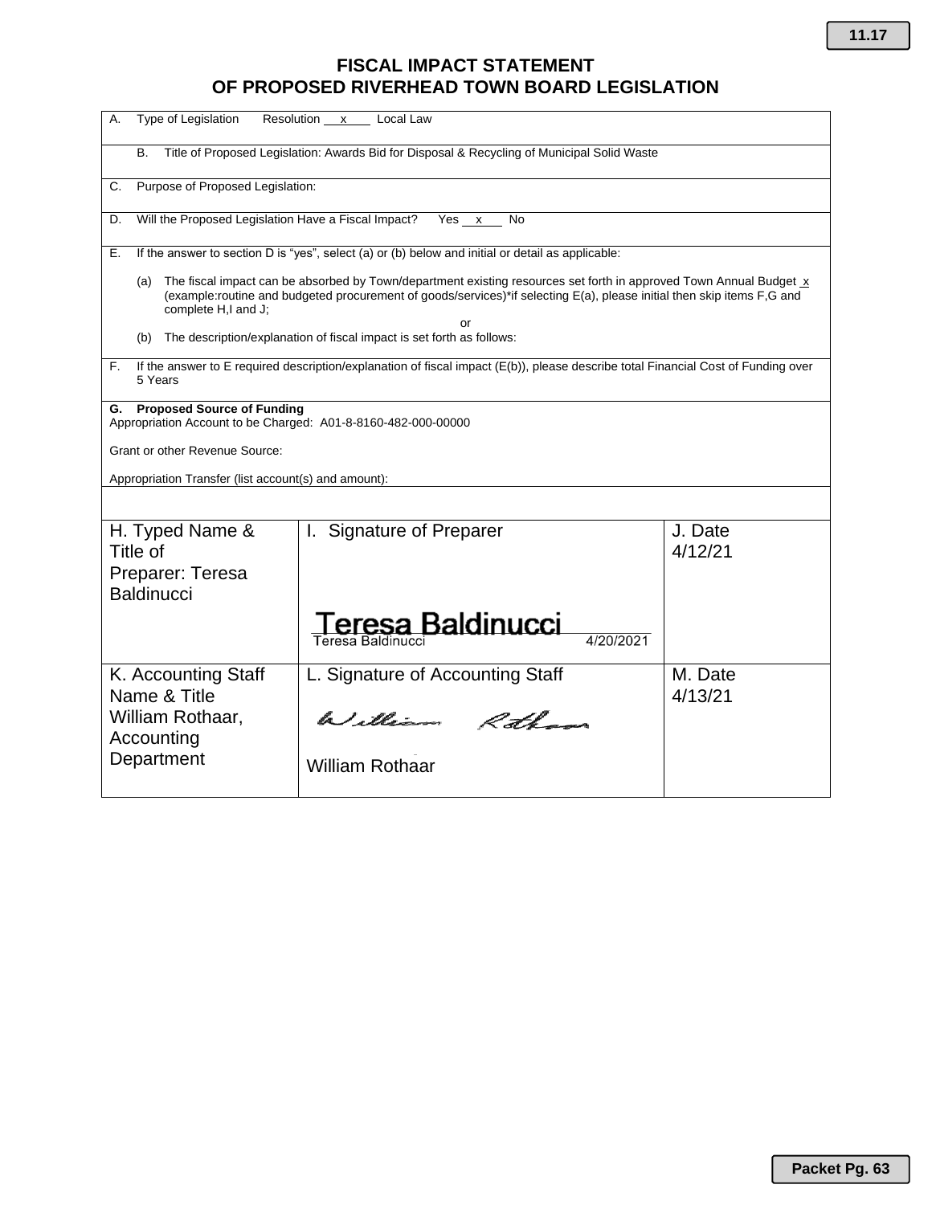# FISCAL IMPACT STATEMENT
# OF PROPOSED RIVERHEAD TOWN BOARD LEGISLATION

A. Type of Legislation Resolution \_\_x\_\_ Local Law

B. Title of Proposed Legislation: Awards Bid for Disposal & Recycling of Municipal Solid Waste

C. Purpose of Proposed Legislation:

D. Will the Proposed Legislation Have a Fiscal Impact? Yes \_\_x\_\_ No

E. If the answer to section D is "yes", select (a) or (b) below and initial or detail as applicable:

(a) The fiscal impact can be absorbed by Town/department existing resources set forth in approved Town Annual Budget x (example:routine and budgeted procurement of goods/services)*if selecting E(a), please initial then skip items F,G and complete H,I and J;

or

(b) The description/explanation of fiscal impact is set forth as follows:

F. If the answer to E required description/explanation of fiscal impact (E(b)), please describe total Financial Cost of Funding over 5 Years

**G. Proposed Source of Funding**
Appropriation Account to be Charged: A01-8-8160-482-000-00000

Grant or other Revenue Source:

Appropriation Transfer (list account(s) and amount):

| H. Typed Name & Title of Preparer: Teresa Baldinucci | I. Signature of Preparer<br>Teresa Baldinucci<br>Teresa Baldinucci 4/20/2021 | J. Date<br>4/12/21 |
|---|---|---|
| K. Accounting Staff Name & Title<br>William Rothaar, Accounting Department | L. Signature of Accounting Staff<br>William Rothaar<br>William Rothaar | M. Date<br>4/13/21 |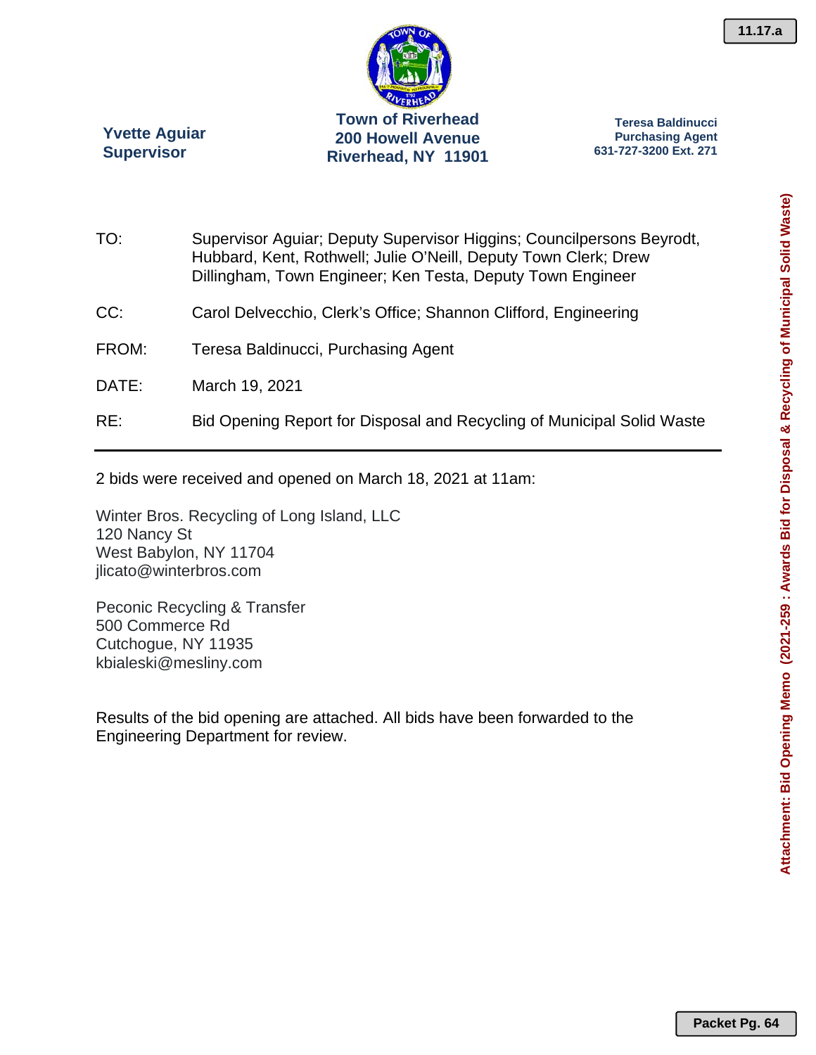**Yvette Aguiar**
**Supervisor**

**Town of Riverhead**
**200 Howell Avenue**
**Riverhead, NY 11901**

**Teresa Baldinucci**
**Purchasing Agent**
**631-727-3200 Ext. 271**

TO: Supervisor Aguiar; Deputy Supervisor Higgins; Councilpersons Beyrodt, Hubbard, Kent, Rothwell; Julie O'Neill, Deputy Town Clerk; Drew Dillingham, Town Engineer; Ken Testa, Deputy Town Engineer

CC: Carol Delvecchio, Clerk's Office; Shannon Clifford, Engineering

FROM: Teresa Baldinucci, Purchasing Agent

DATE: March 19, 2021

RE: Bid Opening Report for Disposal and Recycling of Municipal Solid Waste

---

2 bids were received and opened on March 18, 2021 at 11am:

Winter Bros. Recycling of Long Island, LLC
120 Nancy St
West Babylon, NY 11704
jlicato@winterbros.com

Peconic Recycling & Transfer
500 Commerce Rd
Cutchogue, NY 11935
kbialeski@mesliny.com

Results of the bid opening are attached. All bids have been forwarded to the Engineering Department for review.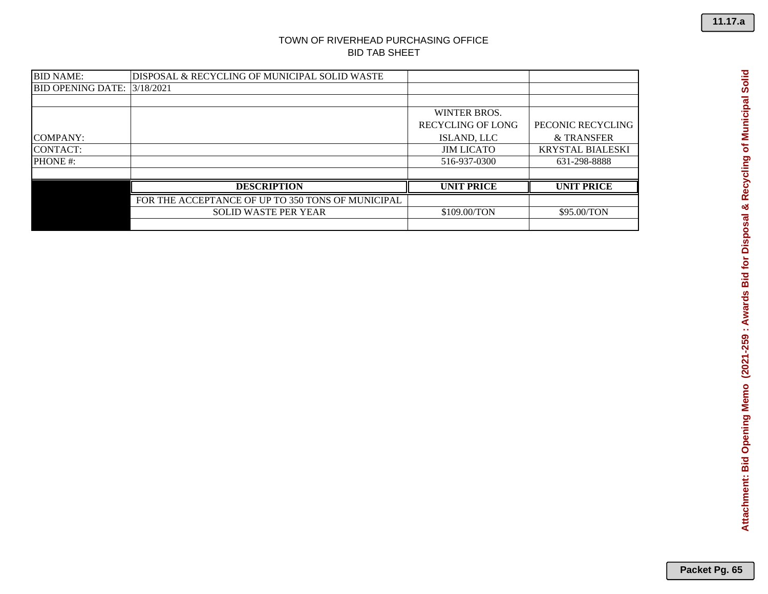TOWN OF RIVERHEAD PURCHASING OFFICE
BID TAB SHEET

| | | | |
|---|---|---|---|
| BID NAME: | DISPOSAL & RECYCLING OF MUNICIPAL SOLID WASTE | | |
| BID OPENING DATE: | 3/18/2021 | | |
| | | | |
| COMPANY: | | WINTER BROS. RECYCLING OF LONG ISLAND, LLC | PECONIC RECYCLING & TRANSFER |
| CONTACT: | | JIM LICATO | KRYSTAL BIALESKI |
| PHONE #: | | 516-937-0300 | 631-298-8888 |
| | | | |
| | **DESCRIPTION** | **UNIT PRICE** | **UNIT PRICE** |
| | FOR THE ACCEPTANCE OF UP TO 350 TONS OF MUNICIPAL SOLID WASTE PER YEAR | $109.00/TON | $95.00/TON |
| | | | |